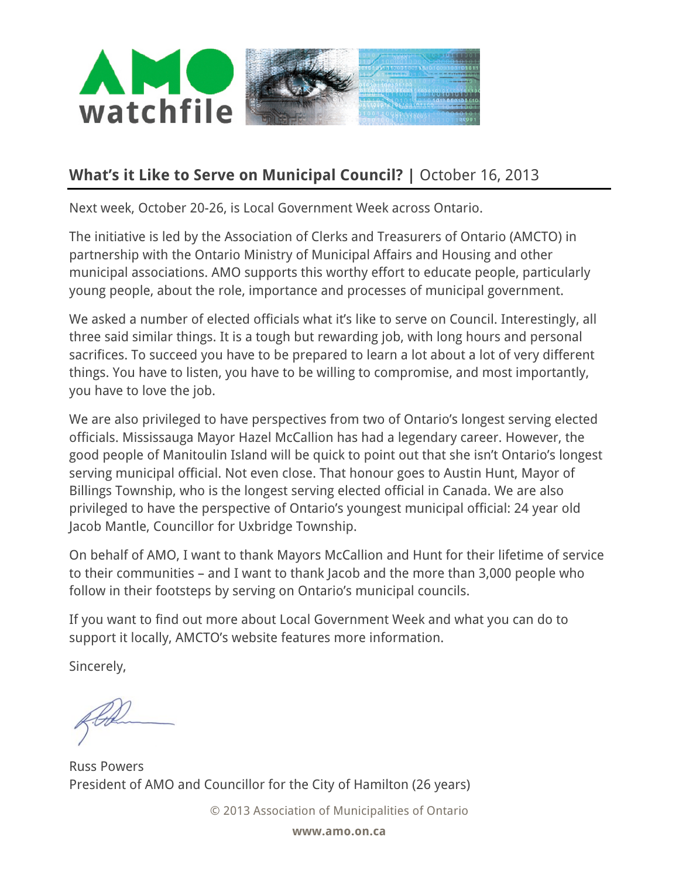# AMO watchfile

## What's it Like to Serve on Municipal Council? | October 16, 2013

Next week, October 20-26, is Local Government Week across Ontario.

The initiative is led by the Association of Clerks and Treasurers of Ontario (AMCTO) in partnership with the Ontario Ministry of Municipal Affairs and Housing and other municipal associations. AMO supports this worthy effort to educate people, particularly young people, about the role, importance and processes of municipal government.

We asked a number of elected officials what it's like to serve on Council. Interestingly, all three said similar things. It is a tough but rewarding job, with long hours and personal sacrifices. To succeed you have to be prepared to learn a lot about a lot of very different things. You have to listen, you have to be willing to compromise, and most importantly, you have to love the job.

We are also privileged to have perspectives from two of Ontario's longest serving elected officials. Mississauga Mayor Hazel McCallion has had a legendary career. However, the good people of Manitoulin Island will be quick to point out that she isn't Ontario's longest serving municipal official. Not even close. That honour goes to Austin Hunt, Mayor of Billings Township, who is the longest serving elected official in Canada. We are also privileged to have the perspective of Ontario's youngest municipal official: 24 year old Jacob Mantle, Councillor for Uxbridge Township.

On behalf of AMO, I want to thank Mayors McCallion and Hunt for their lifetime of service to their communities – and I want to thank Jacob and the more than 3,000 people who follow in their footsteps by serving on Ontario's municipal councils.

If you want to find out more about Local Government Week and what you can do to support it locally, AMCTO's website features more information.

Sincerely,

Russ Powers
President of AMO and Councillor for the City of Hamilton (26 years)

© 2013 Association of Municipalities of Ontario

**www.amo.on.ca**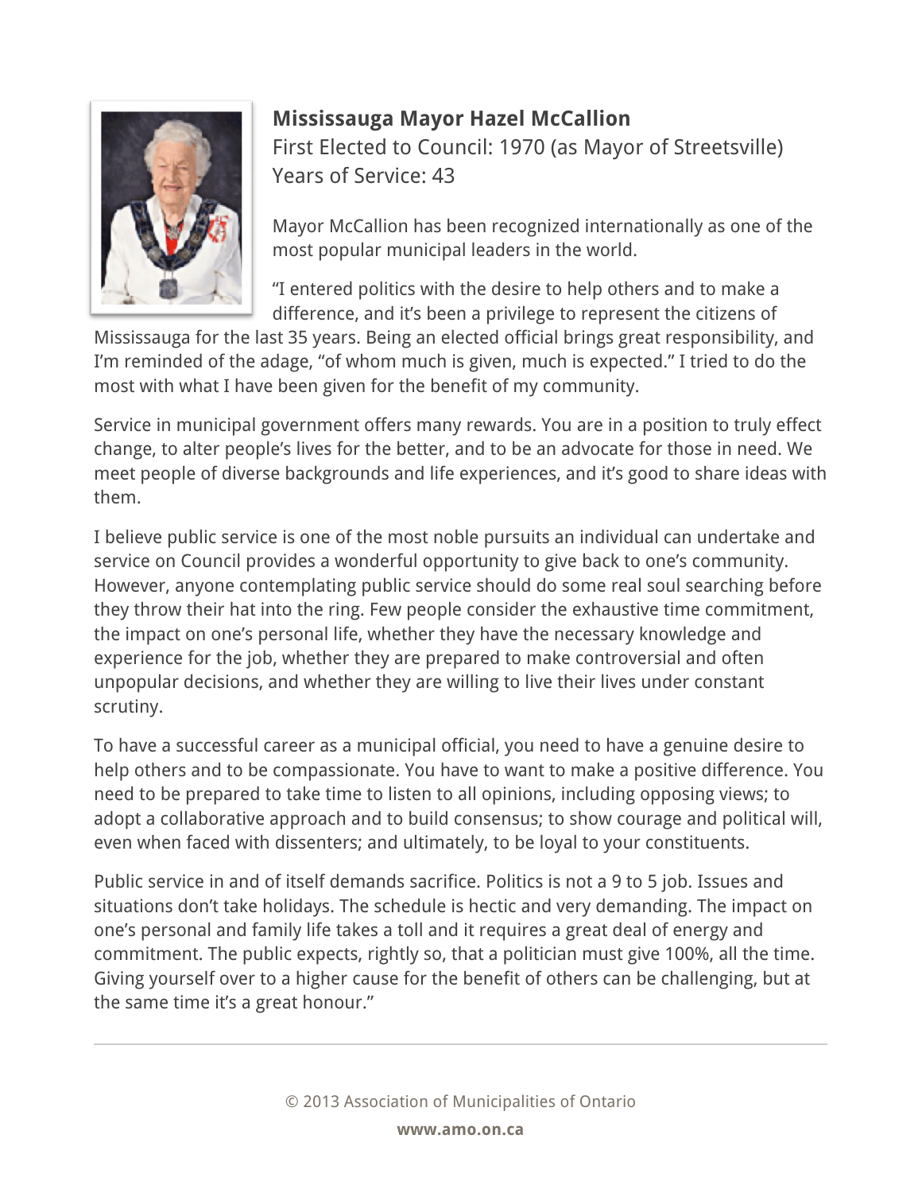**Mississauga Mayor Hazel McCallion**

First Elected to Council: 1970 (as Mayor of Streetsville)

Years of Service: 43

Mayor McCallion has been recognized internationally as one of the most popular municipal leaders in the world.

"I entered politics with the desire to help others and to make a difference, and it's been a privilege to represent the citizens of Mississauga for the last 35 years. Being an elected official brings great responsibility, and I'm reminded of the adage, "of whom much is given, much is expected." I tried to do the most with what I have been given for the benefit of my community.

Service in municipal government offers many rewards. You are in a position to truly effect change, to alter people's lives for the better, and to be an advocate for those in need. We meet people of diverse backgrounds and life experiences, and it's good to share ideas with them.

I believe public service is one of the most noble pursuits an individual can undertake and service on Council provides a wonderful opportunity to give back to one's community. However, anyone contemplating public service should do some real soul searching before they throw their hat into the ring. Few people consider the exhaustive time commitment, the impact on one's personal life, whether they have the necessary knowledge and experience for the job, whether they are prepared to make controversial and often unpopular decisions, and whether they are willing to live their lives under constant scrutiny.

To have a successful career as a municipal official, you need to have a genuine desire to help others and to be compassionate. You have to want to make a positive difference. You need to be prepared to take time to listen to all opinions, including opposing views; to adopt a collaborative approach and to build consensus; to show courage and political will, even when faced with dissenters; and ultimately, to be loyal to your constituents.

Public service in and of itself demands sacrifice. Politics is not a 9 to 5 job. Issues and situations don't take holidays. The schedule is hectic and very demanding. The impact on one's personal and family life takes a toll and it requires a great deal of energy and commitment. The public expects, rightly so, that a politician must give 100%, all the time. Giving yourself over to a higher cause for the benefit of others can be challenging, but at the same time it's a great honour."

© 2013 Association of Municipalities of Ontario

**www.amo.on.ca**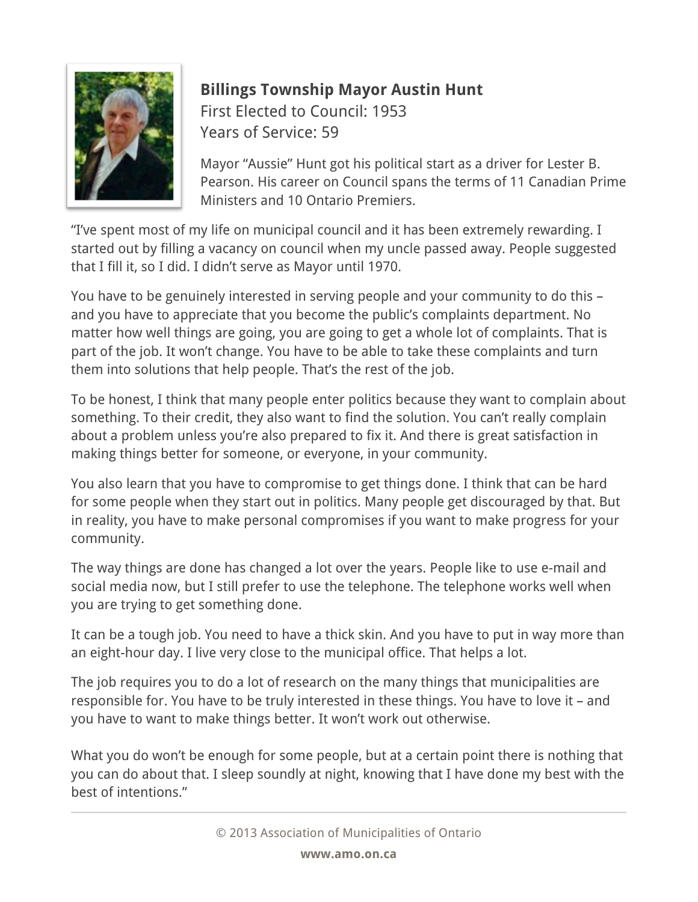**Billings Township Mayor Austin Hunt**
First Elected to Council: 1953
Years of Service: 59

Mayor "Aussie" Hunt got his political start as a driver for Lester B. Pearson. His career on Council spans the terms of 11 Canadian Prime Ministers and 10 Ontario Premiers.

"I've spent most of my life on municipal council and it has been extremely rewarding. I started out by filling a vacancy on council when my uncle passed away. People suggested that I fill it, so I did. I didn't serve as Mayor until 1970.

You have to be genuinely interested in serving people and your community to do this – and you have to appreciate that you become the public's complaints department. No matter how well things are going, you are going to get a whole lot of complaints. That is part of the job. It won't change. You have to be able to take these complaints and turn them into solutions that help people. That's the rest of the job.

To be honest, I think that many people enter politics because they want to complain about something. To their credit, they also want to find the solution. You can't really complain about a problem unless you're also prepared to fix it. And there is great satisfaction in making things better for someone, or everyone, in your community.

You also learn that you have to compromise to get things done. I think that can be hard for some people when they start out in politics. Many people get discouraged by that. But in reality, you have to make personal compromises if you want to make progress for your community.

The way things are done has changed a lot over the years. People like to use e-mail and social media now, but I still prefer to use the telephone. The telephone works well when you are trying to get something done.

It can be a tough job. You need to have a thick skin. And you have to put in way more than an eight-hour day. I live very close to the municipal office. That helps a lot.

The job requires you to do a lot of research on the many things that municipalities are responsible for. You have to be truly interested in these things. You have to love it – and you have to want to make things better. It won't work out otherwise.

What you do won't be enough for some people, but at a certain point there is nothing that you can do about that. I sleep soundly at night, knowing that I have done my best with the best of intentions."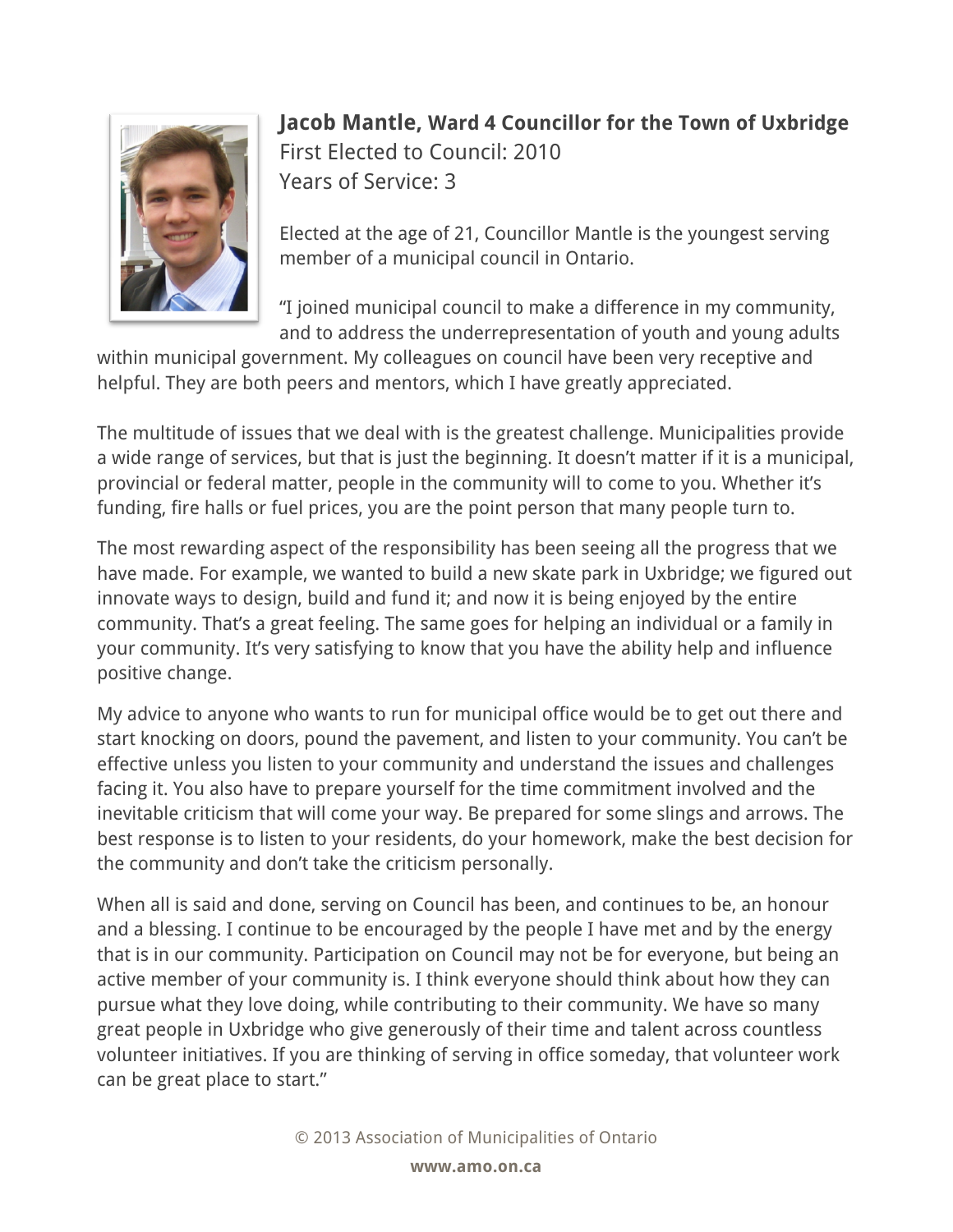**Jacob Mantle, Ward 4 Councillor for the Town of Uxbridge**
First Elected to Council: 2010
Years of Service: 3

Elected at the age of 21, Councillor Mantle is the youngest serving member of a municipal council in Ontario.

"I joined municipal council to make a difference in my community, and to address the underrepresentation of youth and young adults within municipal government. My colleagues on council have been very receptive and helpful. They are both peers and mentors, which I have greatly appreciated.

The multitude of issues that we deal with is the greatest challenge. Municipalities provide a wide range of services, but that is just the beginning. It doesn't matter if it is a municipal, provincial or federal matter, people in the community will to come to you. Whether it's funding, fire halls or fuel prices, you are the point person that many people turn to.

The most rewarding aspect of the responsibility has been seeing all the progress that we have made. For example, we wanted to build a new skate park in Uxbridge; we figured out innovate ways to design, build and fund it; and now it is being enjoyed by the entire community. That's a great feeling. The same goes for helping an individual or a family in your community. It's very satisfying to know that you have the ability help and influence positive change.

My advice to anyone who wants to run for municipal office would be to get out there and start knocking on doors, pound the pavement, and listen to your community. You can't be effective unless you listen to your community and understand the issues and challenges facing it. You also have to prepare yourself for the time commitment involved and the inevitable criticism that will come your way. Be prepared for some slings and arrows. The best response is to listen to your residents, do your homework, make the best decision for the community and don't take the criticism personally.

When all is said and done, serving on Council has been, and continues to be, an honour and a blessing. I continue to be encouraged by the people I have met and by the energy that is in our community. Participation on Council may not be for everyone, but being an active member of your community is. I think everyone should think about how they can pursue what they love doing, while contributing to their community. We have so many great people in Uxbridge who give generously of their time and talent across countless volunteer initiatives. If you are thinking of serving in office someday, that volunteer work can be great place to start."

© 2013 Association of Municipalities of Ontario

**www.amo.on.ca**